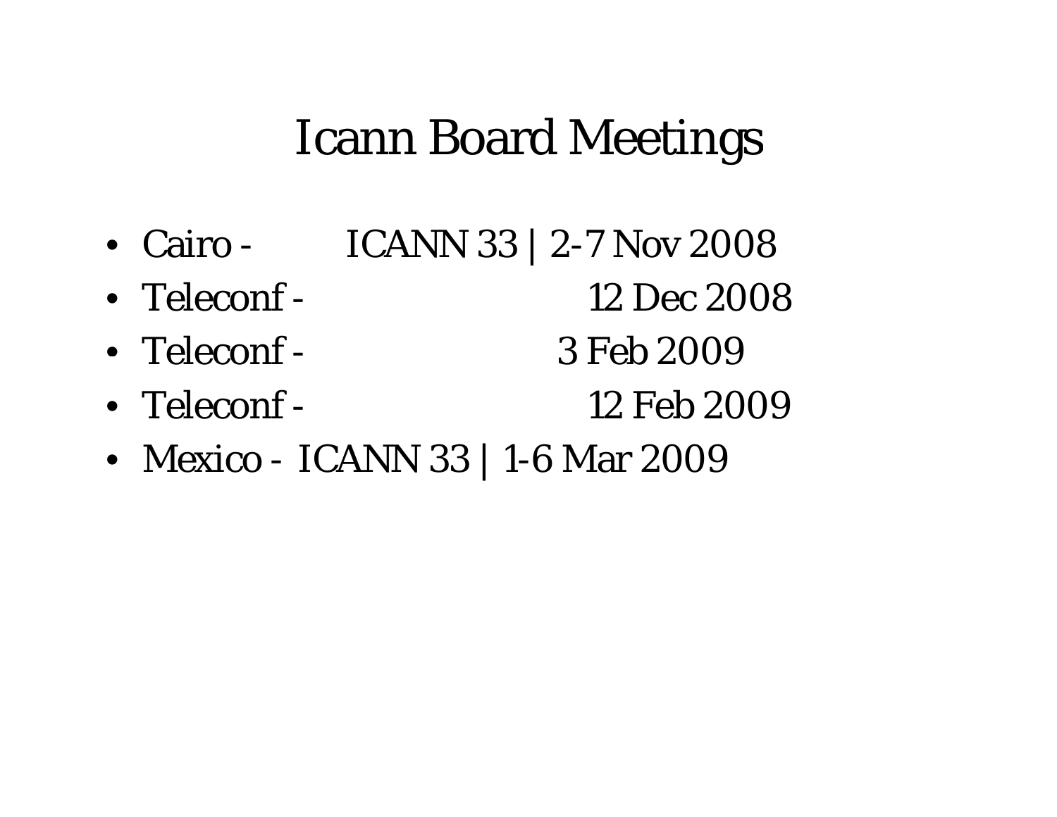# Icann Board Meetings

- Cairo - ICANN 33 | 2-7 Nov 2008
- Teleconf - 12 Dec 2008
- Teleconf - 3 Feb 2009
- Teleconf - 12 Feb 2009
- Mexico - ICANN 33 | 1-6 Mar 2009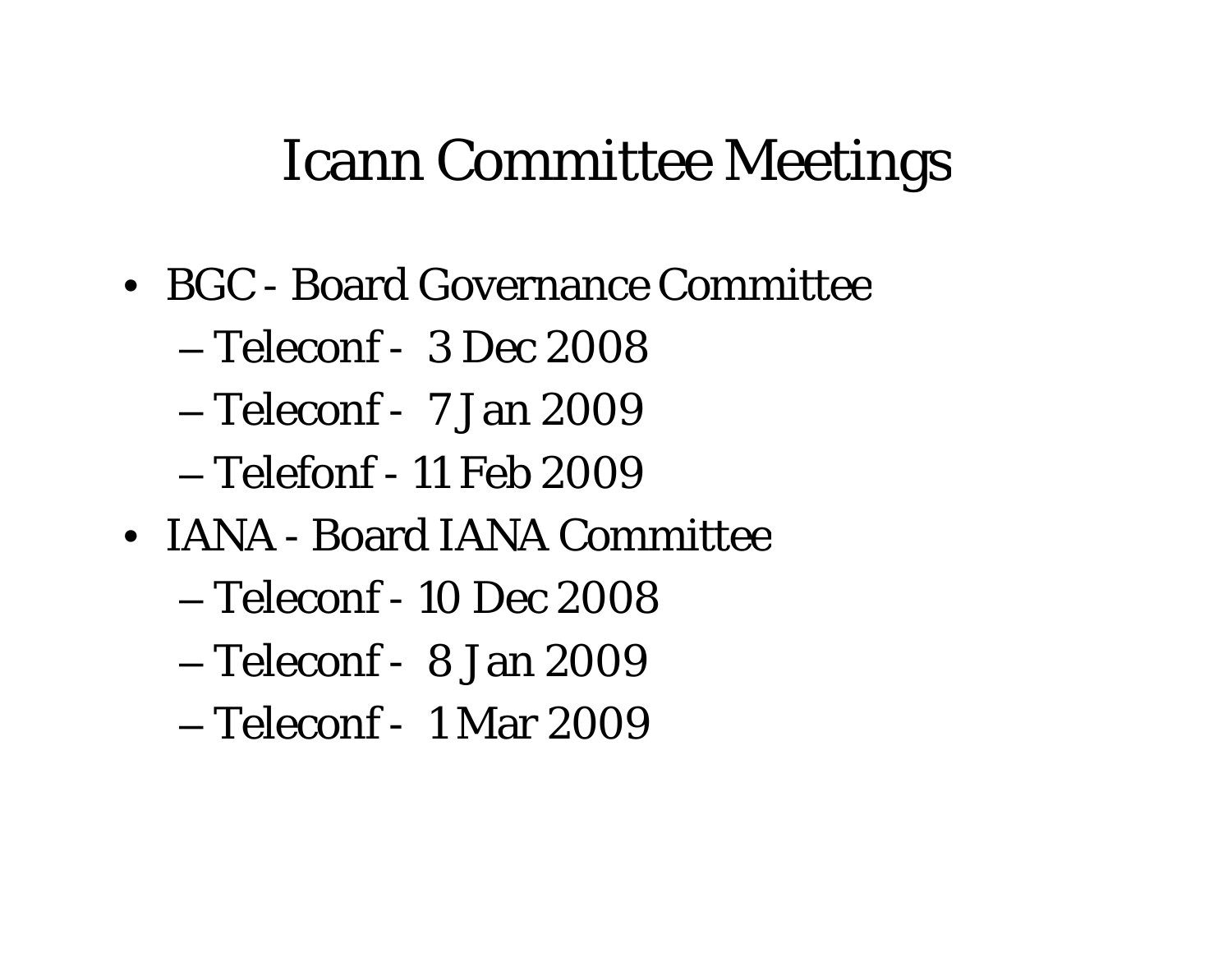# Icann Committee Meetings

- BGC - Board Governance Committee
  - Teleconf - 3 Dec 2008
  - Teleconf - 7 Jan 2009
  - Telefonf - 11 Feb 2009
- IANA - Board IANA Committee
  - Teleconf - 10 Dec 2008
  - Teleconf - 8 Jan 2009
  - Teleconf - 1 Mar 2009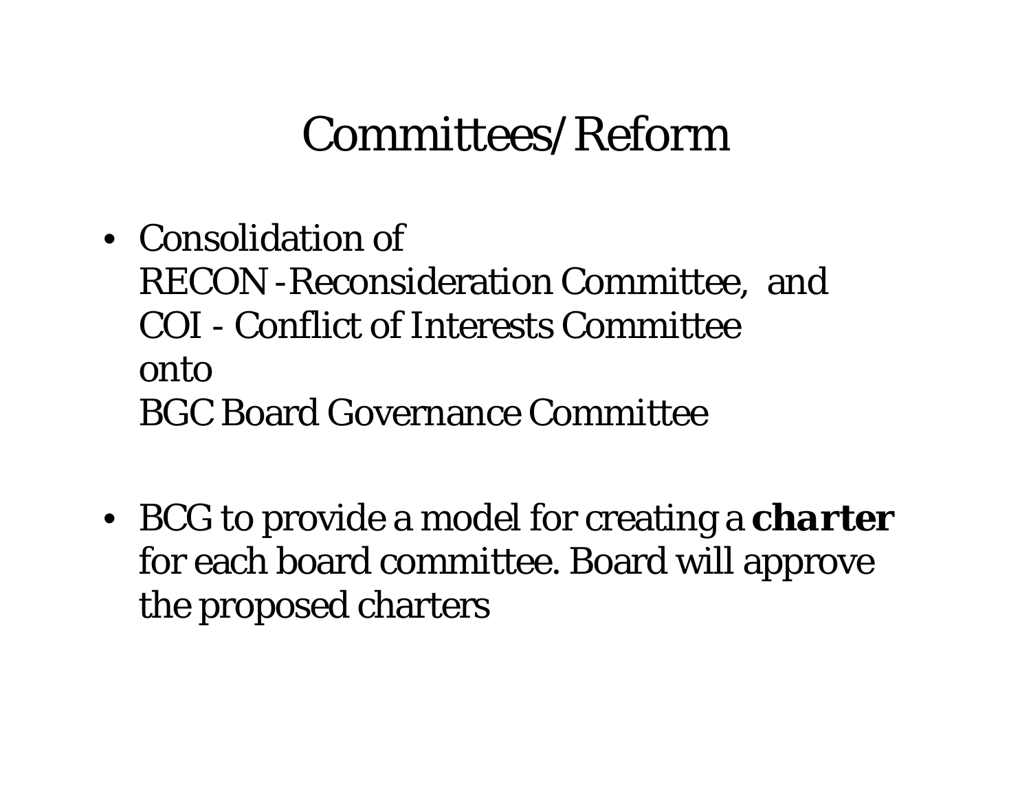# Committees/Reform

- Consolidation of
  RECON -Reconsideration Committee, and
  COI - Conflict of Interests Committee
  onto
  BGC Board Governance Committee

- BCG to provide a model for creating a **charter** for each board committee. Board will approve the proposed charters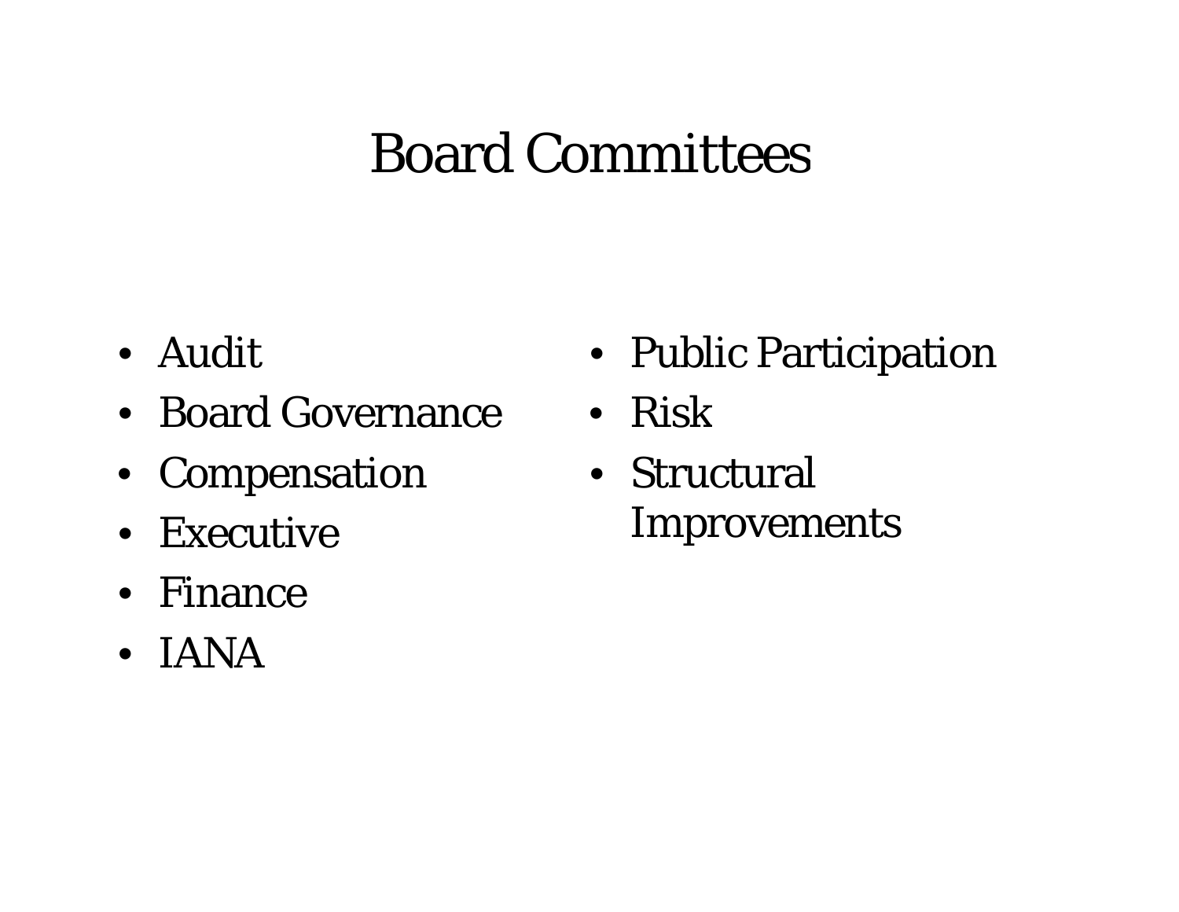# Board Committees

- Audit
- Board Governance
- Compensation
- Executive
- Finance
- IANA
- Public Participation
- Risk
- Structural Improvements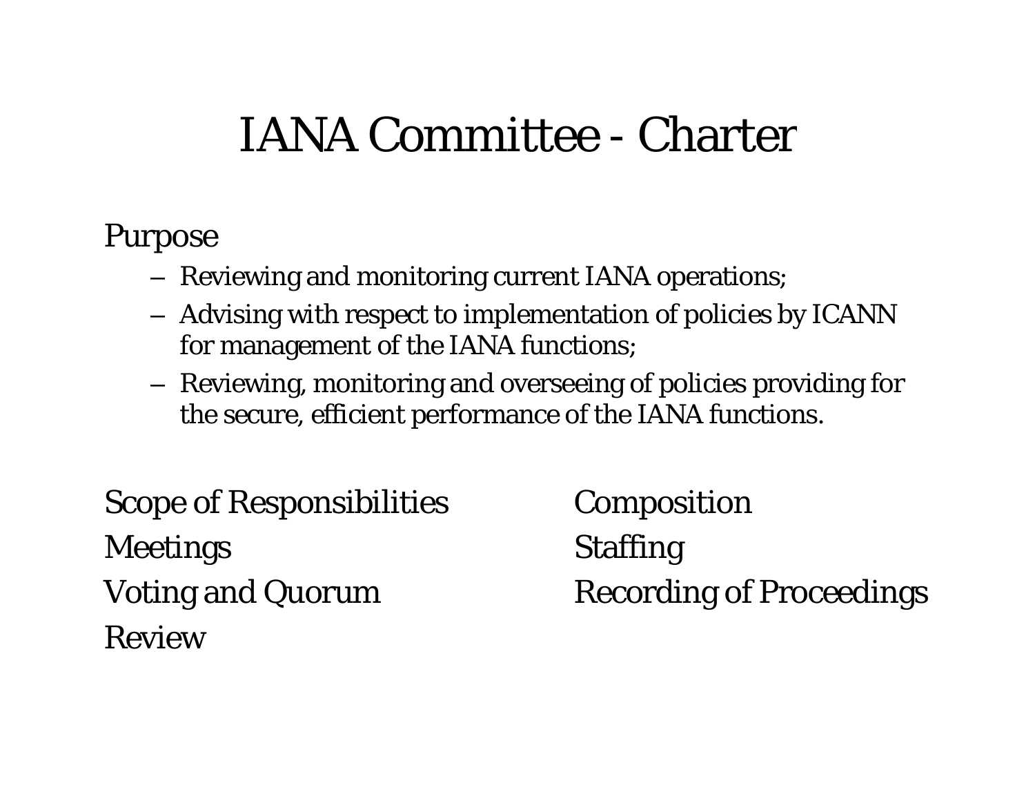# IANA Committee - Charter

Purpose

- Reviewing and monitoring current IANA operations;
- Advising with respect to implementation of policies by ICANN for management of the IANA functions;
- Reviewing, monitoring and overseeing of policies providing for the secure, efficient performance of the IANA functions.

Scope of Responsibilities

Meetings

Voting and Quorum

Review

Composition

Staffing

Recording of Proceedings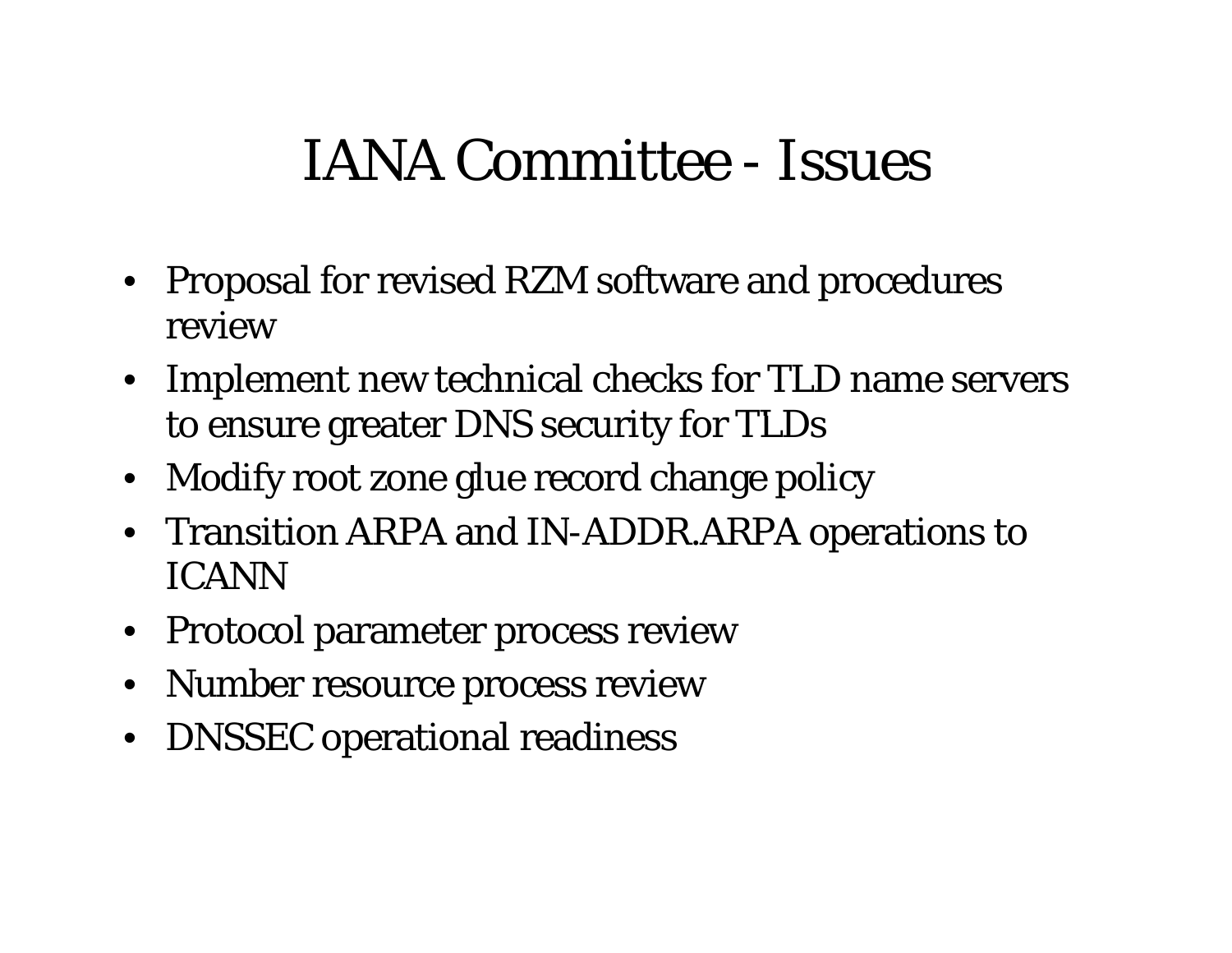# IANA Committee - Issues

- Proposal for revised RZM software and procedures review
- Implement new technical checks for TLD name servers to ensure greater DNS security for TLDs
- Modify root zone glue record change policy
- Transition ARPA and IN-ADDR.ARPA operations to ICANN
- Protocol parameter process review
- Number resource process review
- DNSSEC operational readiness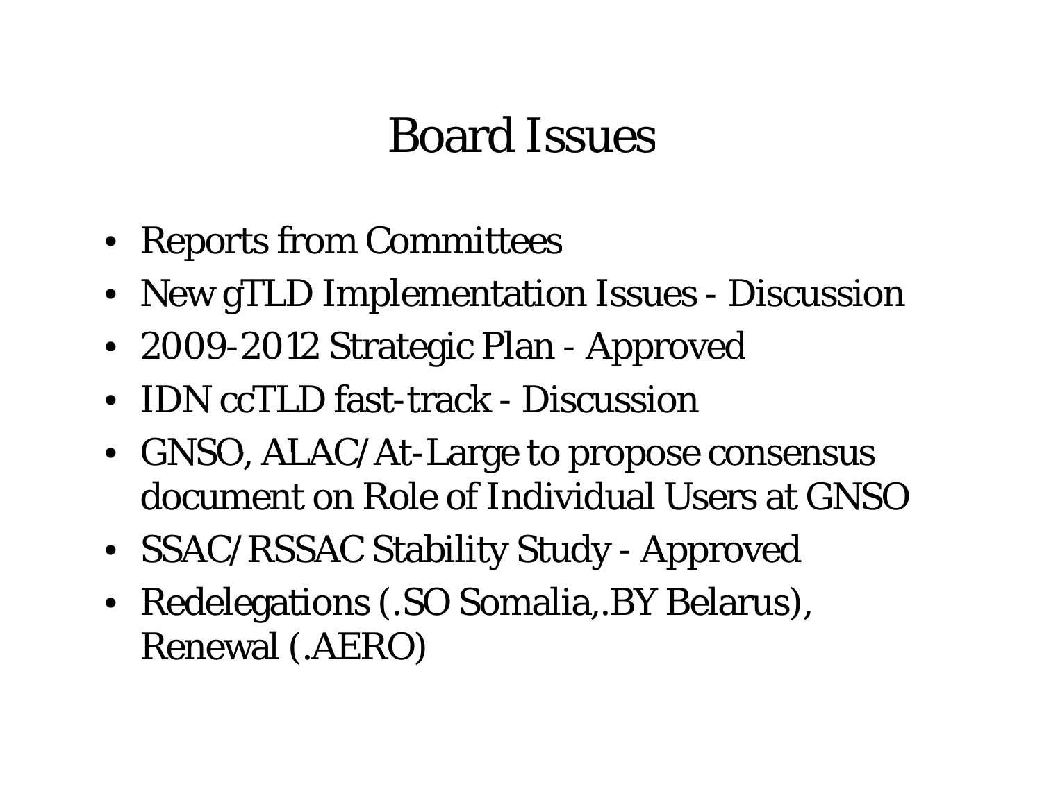# Board Issues

- Reports from Committees
- New gTLD Implementation Issues - Discussion
- 2009-2012 Strategic Plan - Approved
- IDN ccTLD fast-track - Discussion
- GNSO, ALAC/At-Large to propose consensus document on Role of Individual Users at GNSO
- SSAC/RSSAC Stability Study - Approved
- Redelegations (.SO Somalia,.BY Belarus), Renewal (.AERO)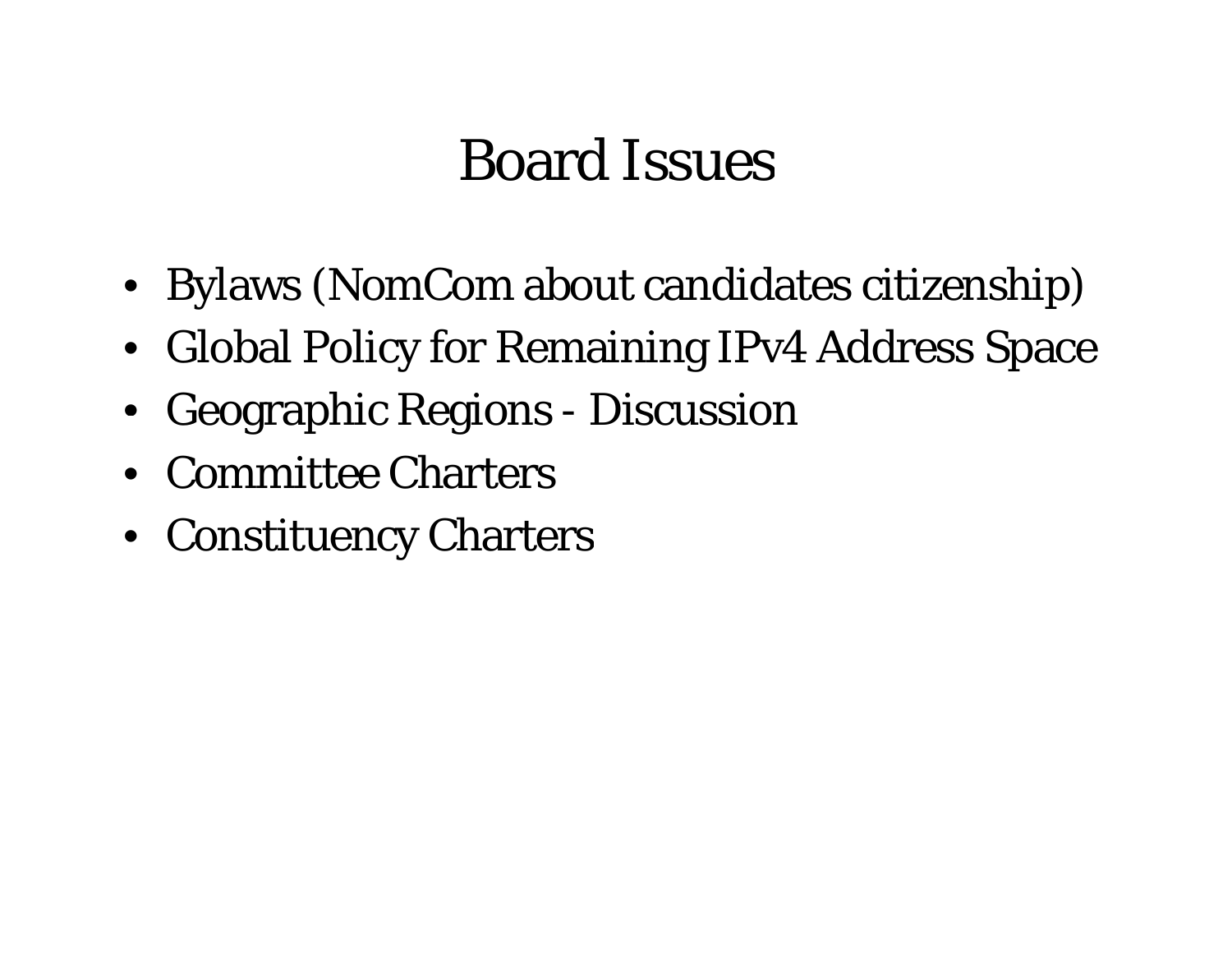# Board Issues

- Bylaws (NomCom about candidates citizenship)
- Global Policy for Remaining IPv4 Address Space
- Geographic Regions - Discussion
- Committee Charters
- Constituency Charters